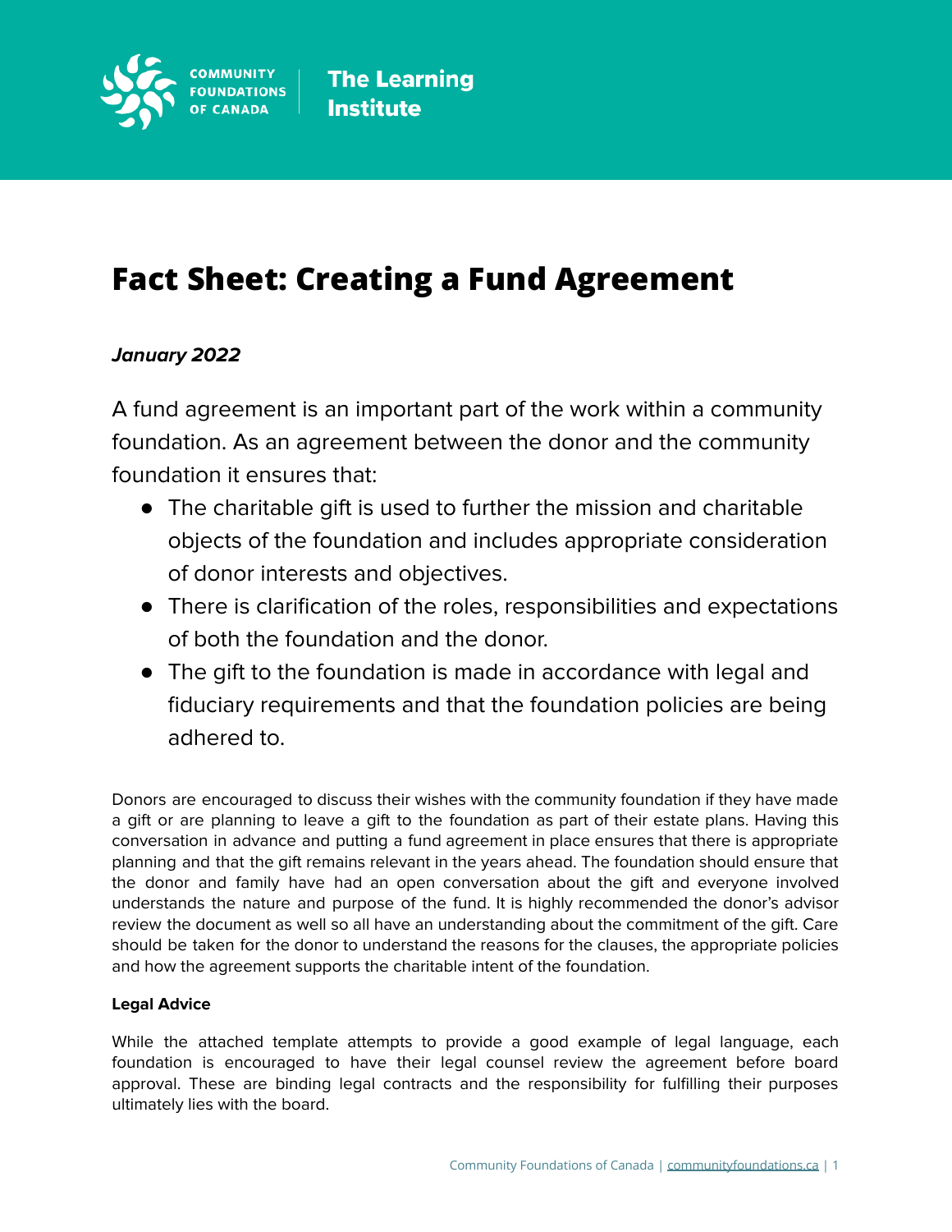COMMUNITY FOUNDATIONS OF CANADA | The Learning Institute

# Fact Sheet: Creating a Fund Agreement

***January 2022***

A fund agreement is an important part of the work within a community foundation. As an agreement between the donor and the community foundation it ensures that:

- The charitable gift is used to further the mission and charitable objects of the foundation and includes appropriate consideration of donor interests and objectives.
- There is clarification of the roles, responsibilities and expectations of both the foundation and the donor.
- The gift to the foundation is made in accordance with legal and fiduciary requirements and that the foundation policies are being adhered to.

Donors are encouraged to discuss their wishes with the community foundation if they have made a gift or are planning to leave a gift to the foundation as part of their estate plans. Having this conversation in advance and putting a fund agreement in place ensures that there is appropriate planning and that the gift remains relevant in the years ahead. The foundation should ensure that the donor and family have had an open conversation about the gift and everyone involved understands the nature and purpose of the fund. It is highly recommended the donor's advisor review the document as well so all have an understanding about the commitment of the gift. Care should be taken for the donor to understand the reasons for the clauses, the appropriate policies and how the agreement supports the charitable intent of the foundation.

**Legal Advice**

While the attached template attempts to provide a good example of legal language, each foundation is encouraged to have their legal counsel review the agreement before board approval. These are binding legal contracts and the responsibility for fulfilling their purposes ultimately lies with the board.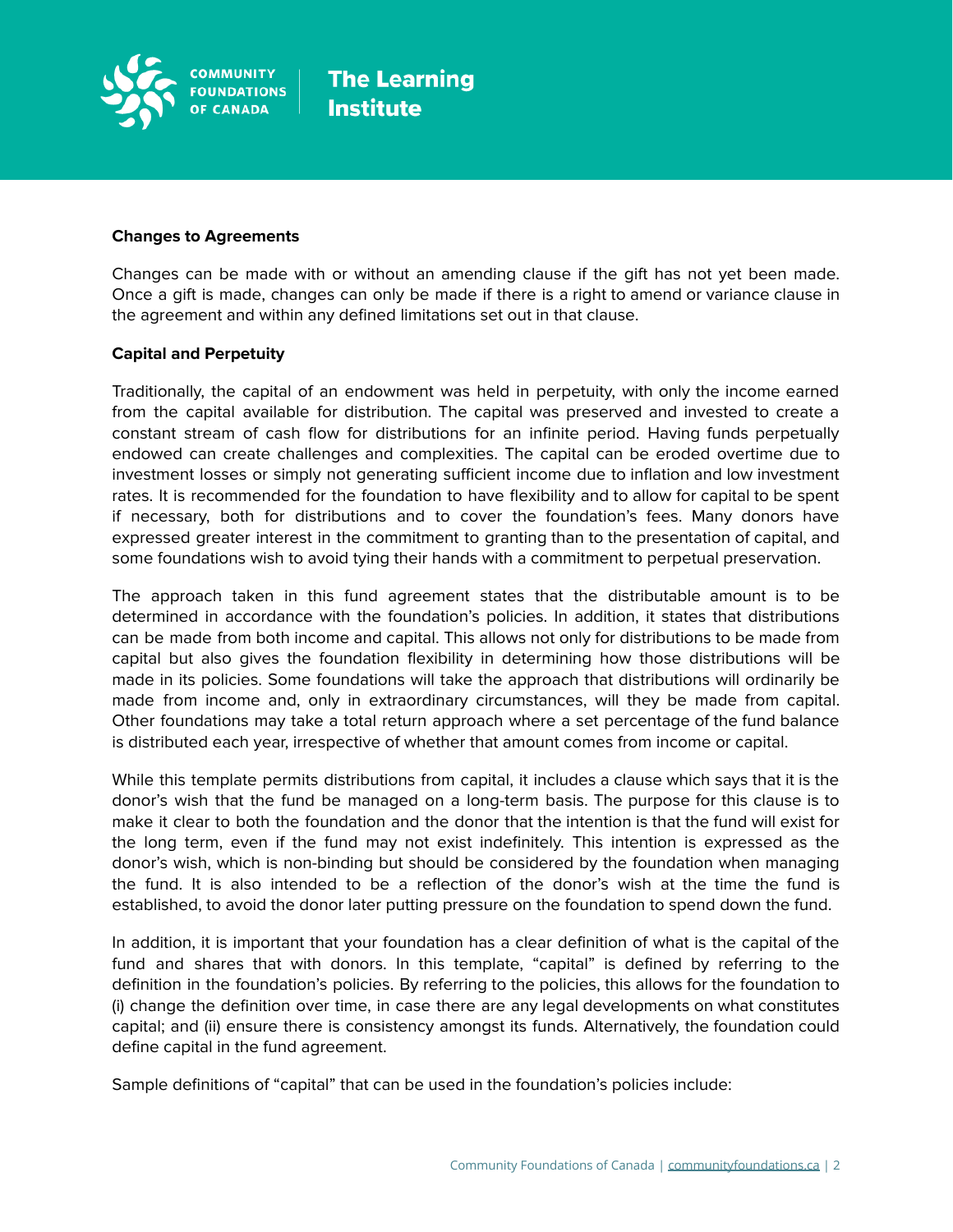**Changes to Agreements**

Changes can be made with or without an amending clause if the gift has not yet been made. Once a gift is made, changes can only be made if there is a right to amend or variance clause in the agreement and within any defined limitations set out in that clause.

**Capital and Perpetuity**

Traditionally, the capital of an endowment was held in perpetuity, with only the income earned from the capital available for distribution. The capital was preserved and invested to create a constant stream of cash flow for distributions for an infinite period. Having funds perpetually endowed can create challenges and complexities. The capital can be eroded overtime due to investment losses or simply not generating sufficient income due to inflation and low investment rates. It is recommended for the foundation to have flexibility and to allow for capital to be spent if necessary, both for distributions and to cover the foundation's fees. Many donors have expressed greater interest in the commitment to granting than to the presentation of capital, and some foundations wish to avoid tying their hands with a commitment to perpetual preservation.

The approach taken in this fund agreement states that the distributable amount is to be determined in accordance with the foundation's policies. In addition, it states that distributions can be made from both income and capital. This allows not only for distributions to be made from capital but also gives the foundation flexibility in determining how those distributions will be made in its policies. Some foundations will take the approach that distributions will ordinarily be made from income and, only in extraordinary circumstances, will they be made from capital. Other foundations may take a total return approach where a set percentage of the fund balance is distributed each year, irrespective of whether that amount comes from income or capital.

While this template permits distributions from capital, it includes a clause which says that it is the donor's wish that the fund be managed on a long-term basis. The purpose for this clause is to make it clear to both the foundation and the donor that the intention is that the fund will exist for the long term, even if the fund may not exist indefinitely. This intention is expressed as the donor's wish, which is non-binding but should be considered by the foundation when managing the fund. It is also intended to be a reflection of the donor's wish at the time the fund is established, to avoid the donor later putting pressure on the foundation to spend down the fund.

In addition, it is important that your foundation has a clear definition of what is the capital of the fund and shares that with donors. In this template, "capital" is defined by referring to the definition in the foundation's policies. By referring to the policies, this allows for the foundation to (i) change the definition over time, in case there are any legal developments on what constitutes capital; and (ii) ensure there is consistency amongst its funds. Alternatively, the foundation could define capital in the fund agreement.

Sample definitions of "capital" that can be used in the foundation's policies include: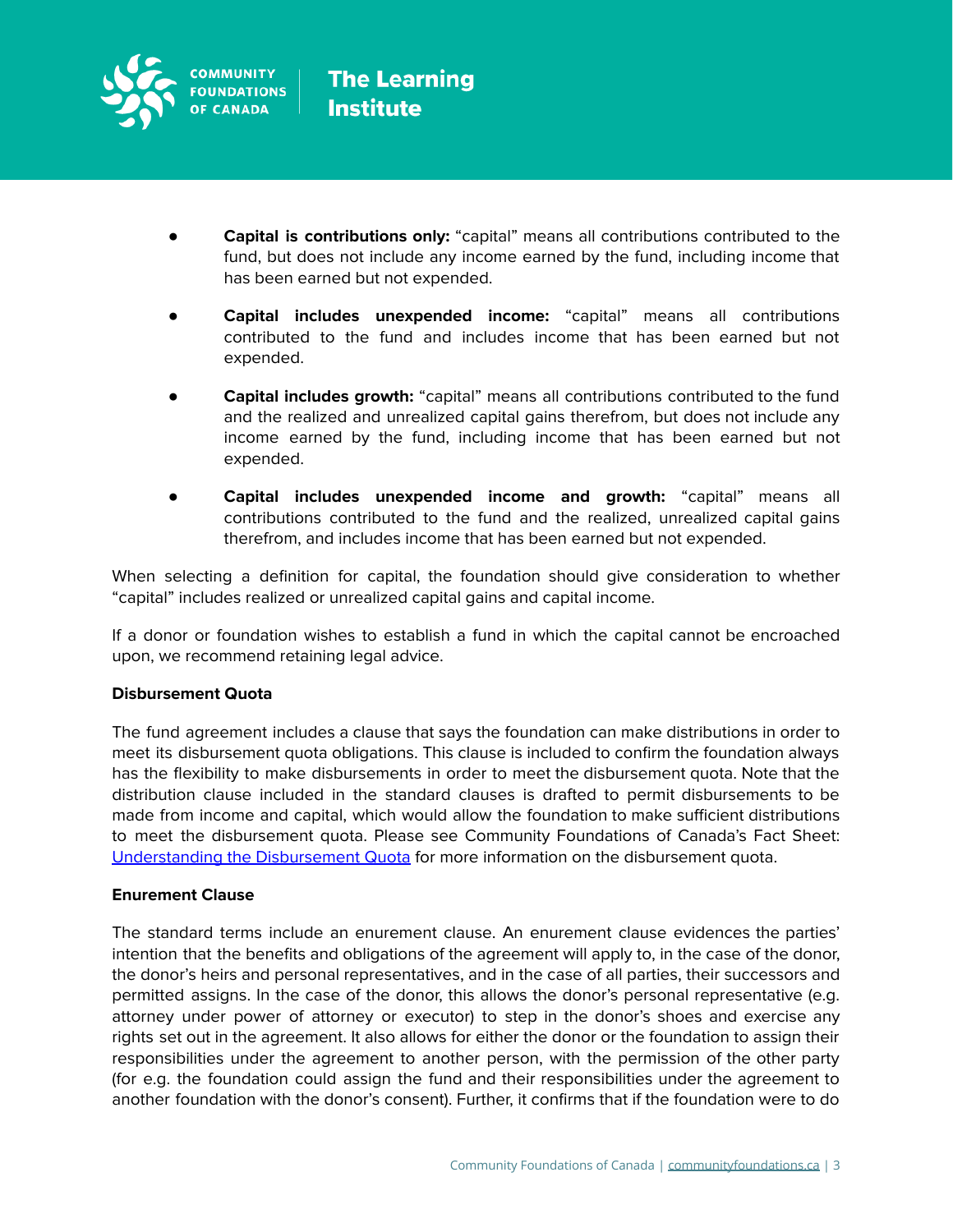- **Capital is contributions only:** “capital” means all contributions contributed to the fund, but does not include any income earned by the fund, including income that has been earned but not expended.
- **Capital includes unexpended income:** “capital” means all contributions contributed to the fund and includes income that has been earned but not expended.
- **Capital includes growth:** “capital” means all contributions contributed to the fund and the realized and unrealized capital gains therefrom, but does not include any income earned by the fund, including income that has been earned but not expended.
- **Capital includes unexpended income and growth:** “capital” means all contributions contributed to the fund and the realized, unrealized capital gains therefrom, and includes income that has been earned but not expended.

When selecting a definition for capital, the foundation should give consideration to whether “capital” includes realized or unrealized capital gains and capital income.

If a donor or foundation wishes to establish a fund in which the capital cannot be encroached upon, we recommend retaining legal advice.

**Disbursement Quota**

The fund agreement includes a clause that says the foundation can make distributions in order to meet its disbursement quota obligations. This clause is included to confirm the foundation always has the flexibility to make disbursements in order to meet the disbursement quota. Note that the distribution clause included in the standard clauses is drafted to permit disbursements to be made from income and capital, which would allow the foundation to make sufficient distributions to meet the disbursement quota. Please see Community Foundations of Canada’s Fact Sheet: Understanding the Disbursement Quota for more information on the disbursement quota.

**Enurement Clause**

The standard terms include an enurement clause. An enurement clause evidences the parties’ intention that the benefits and obligations of the agreement will apply to, in the case of the donor, the donor’s heirs and personal representatives, and in the case of all parties, their successors and permitted assigns. In the case of the donor, this allows the donor’s personal representative (e.g. attorney under power of attorney or executor) to step in the donor’s shoes and exercise any rights set out in the agreement. It also allows for either the donor or the foundation to assign their responsibilities under the agreement to another person, with the permission of the other party (for e.g. the foundation could assign the fund and their responsibilities under the agreement to another foundation with the donor’s consent). Further, it confirms that if the foundation were to do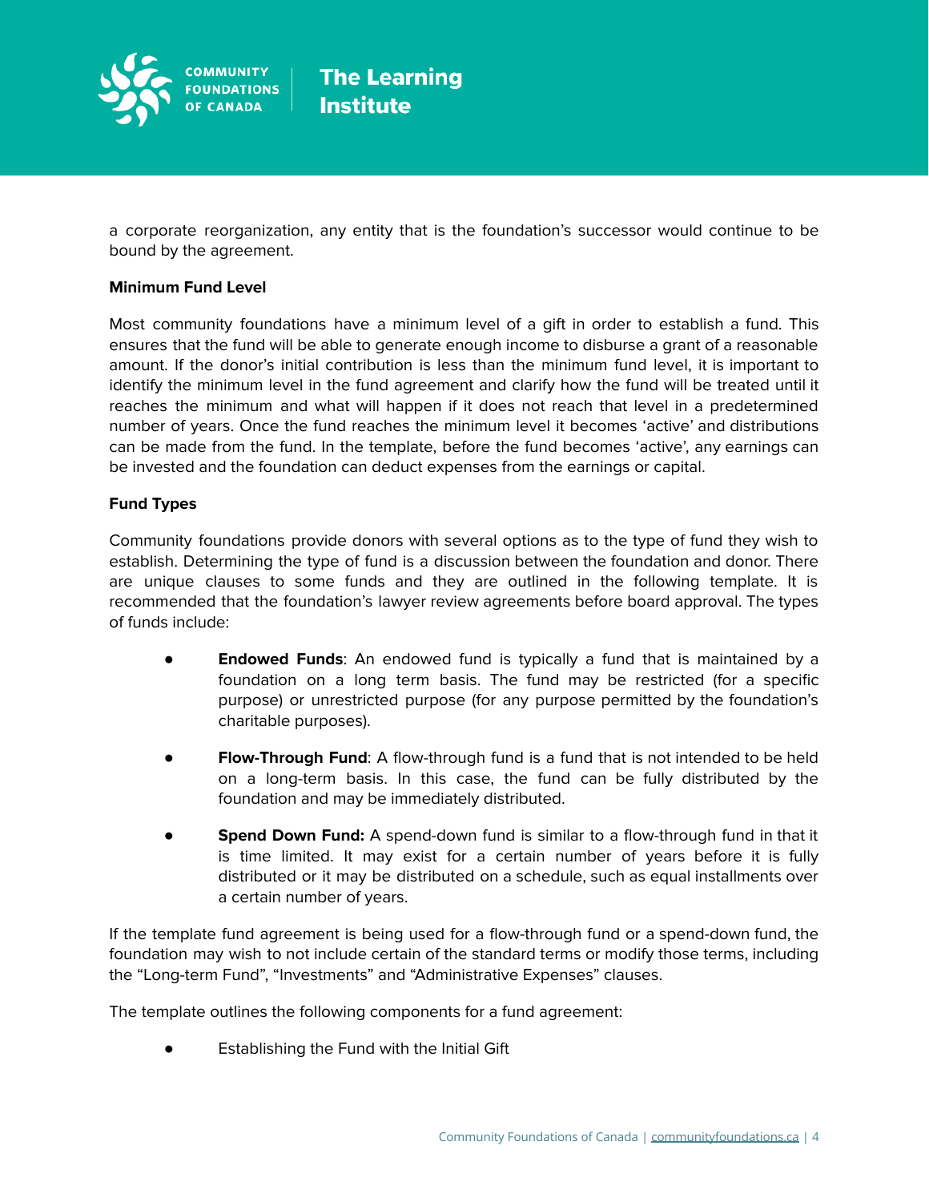a corporate reorganization, any entity that is the foundation's successor would continue to be bound by the agreement.

**Minimum Fund Level**

Most community foundations have a minimum level of a gift in order to establish a fund. This ensures that the fund will be able to generate enough income to disburse a grant of a reasonable amount. If the donor's initial contribution is less than the minimum fund level, it is important to identify the minimum level in the fund agreement and clarify how the fund will be treated until it reaches the minimum and what will happen if it does not reach that level in a predetermined number of years. Once the fund reaches the minimum level it becomes 'active' and distributions can be made from the fund. In the template, before the fund becomes 'active', any earnings can be invested and the foundation can deduct expenses from the earnings or capital.

**Fund Types**

Community foundations provide donors with several options as to the type of fund they wish to establish. Determining the type of fund is a discussion between the foundation and donor. There are unique clauses to some funds and they are outlined in the following template. It is recommended that the foundation's lawyer review agreements before board approval. The types of funds include:

- **Endowed Funds**: An endowed fund is typically a fund that is maintained by a foundation on a long term basis. The fund may be restricted (for a specific purpose) or unrestricted purpose (for any purpose permitted by the foundation's charitable purposes).
- **Flow-Through Fund**: A flow-through fund is a fund that is not intended to be held on a long-term basis. In this case, the fund can be fully distributed by the foundation and may be immediately distributed.
- **Spend Down Fund:** A spend-down fund is similar to a flow-through fund in that it is time limited. It may exist for a certain number of years before it is fully distributed or it may be distributed on a schedule, such as equal installments over a certain number of years.

If the template fund agreement is being used for a flow-through fund or a spend-down fund, the foundation may wish to not include certain of the standard terms or modify those terms, including the "Long-term Fund", "Investments" and "Administrative Expenses" clauses.

The template outlines the following components for a fund agreement:

- Establishing the Fund with the Initial Gift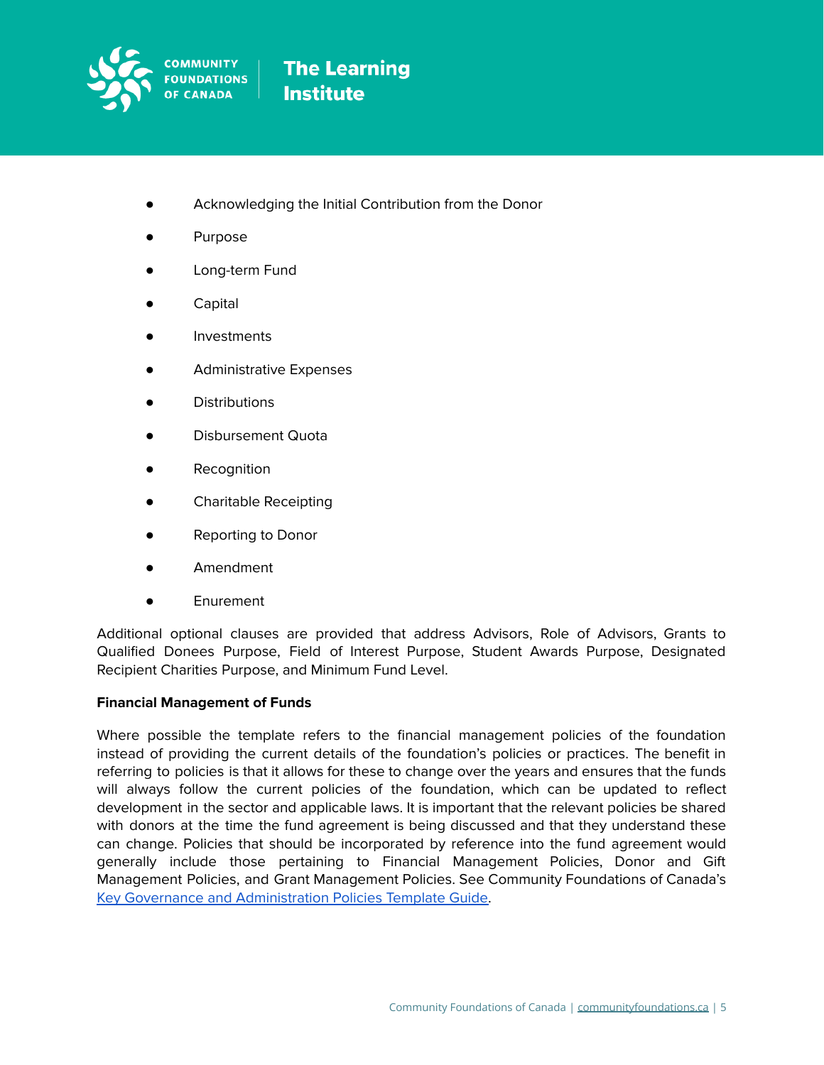- Acknowledging the Initial Contribution from the Donor
- Purpose
- Long-term Fund
- Capital
- Investments
- Administrative Expenses
- Distributions
- Disbursement Quota
- Recognition
- Charitable Receipting
- Reporting to Donor
- Amendment
- Enurement

Additional optional clauses are provided that address Advisors, Role of Advisors, Grants to Qualified Donees Purpose, Field of Interest Purpose, Student Awards Purpose, Designated Recipient Charities Purpose, and Minimum Fund Level.

**Financial Management of Funds**

Where possible the template refers to the financial management policies of the foundation instead of providing the current details of the foundation's policies or practices. The benefit in referring to policies is that it allows for these to change over the years and ensures that the funds will always follow the current policies of the foundation, which can be updated to reflect development in the sector and applicable laws. It is important that the relevant policies be shared with donors at the time the fund agreement is being discussed and that they understand these can change. Policies that should be incorporated by reference into the fund agreement would generally include those pertaining to Financial Management Policies, Donor and Gift Management Policies, and Grant Management Policies. See Community Foundations of Canada's Key Governance and Administration Policies Template Guide.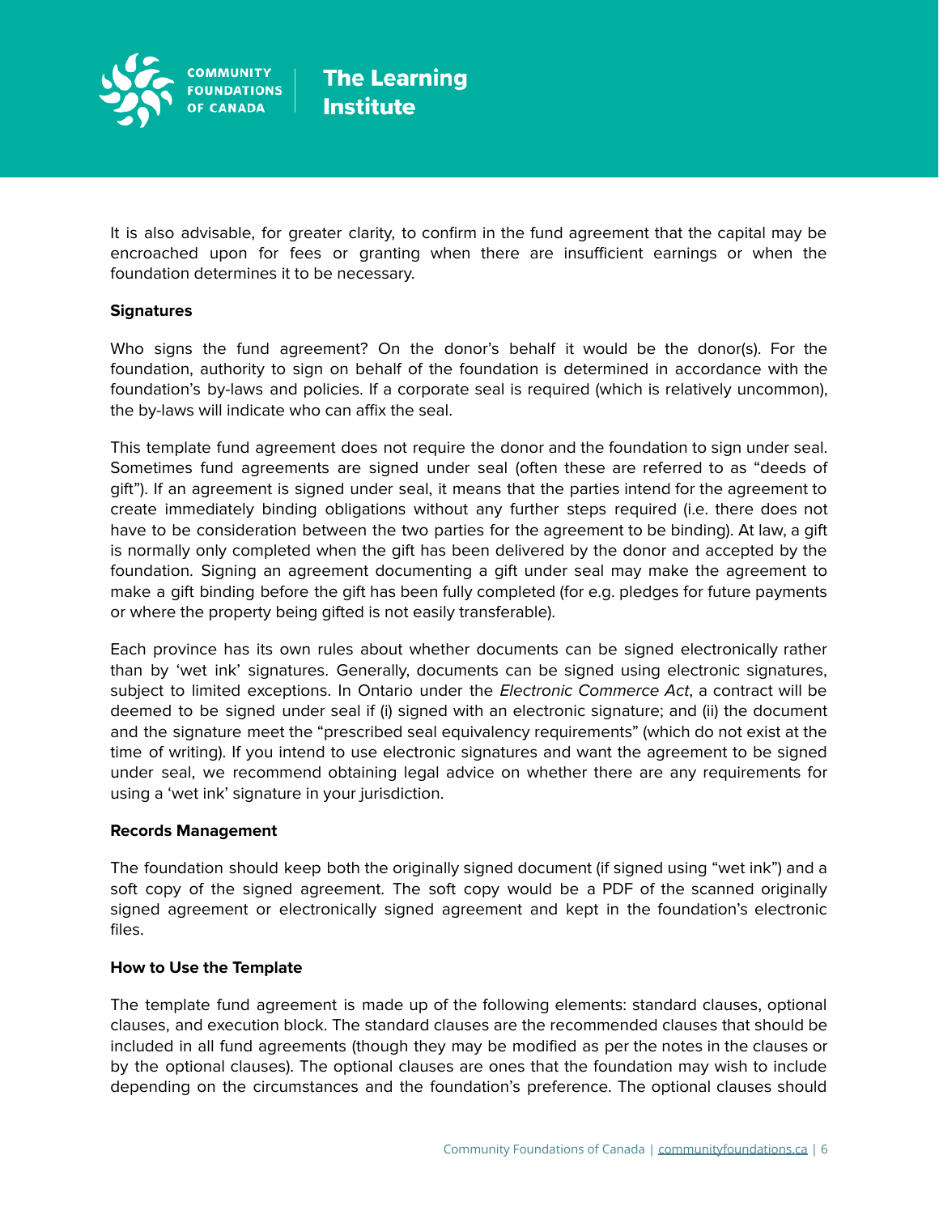It is also advisable, for greater clarity, to confirm in the fund agreement that the capital may be encroached upon for fees or granting when there are insufficient earnings or when the foundation determines it to be necessary.

**Signatures**

Who signs the fund agreement? On the donor's behalf it would be the donor(s). For the foundation, authority to sign on behalf of the foundation is determined in accordance with the foundation's by-laws and policies. If a corporate seal is required (which is relatively uncommon), the by-laws will indicate who can affix the seal.

This template fund agreement does not require the donor and the foundation to sign under seal. Sometimes fund agreements are signed under seal (often these are referred to as "deeds of gift"). If an agreement is signed under seal, it means that the parties intend for the agreement to create immediately binding obligations without any further steps required (i.e. there does not have to be consideration between the two parties for the agreement to be binding). At law, a gift is normally only completed when the gift has been delivered by the donor and accepted by the foundation. Signing an agreement documenting a gift under seal may make the agreement to make a gift binding before the gift has been fully completed (for e.g. pledges for future payments or where the property being gifted is not easily transferable).

Each province has its own rules about whether documents can be signed electronically rather than by 'wet ink' signatures. Generally, documents can be signed using electronic signatures, subject to limited exceptions. In Ontario under the *Electronic Commerce Act*, a contract will be deemed to be signed under seal if (i) signed with an electronic signature; and (ii) the document and the signature meet the "prescribed seal equivalency requirements" (which do not exist at the time of writing). If you intend to use electronic signatures and want the agreement to be signed under seal, we recommend obtaining legal advice on whether there are any requirements for using a 'wet ink' signature in your jurisdiction.

**Records Management**

The foundation should keep both the originally signed document (if signed using "wet ink") and a soft copy of the signed agreement. The soft copy would be a PDF of the scanned originally signed agreement or electronically signed agreement and kept in the foundation's electronic files.

**How to Use the Template**

The template fund agreement is made up of the following elements: standard clauses, optional clauses, and execution block. The standard clauses are the recommended clauses that should be included in all fund agreements (though they may be modified as per the notes in the clauses or by the optional clauses). The optional clauses are ones that the foundation may wish to include depending on the circumstances and the foundation's preference. The optional clauses should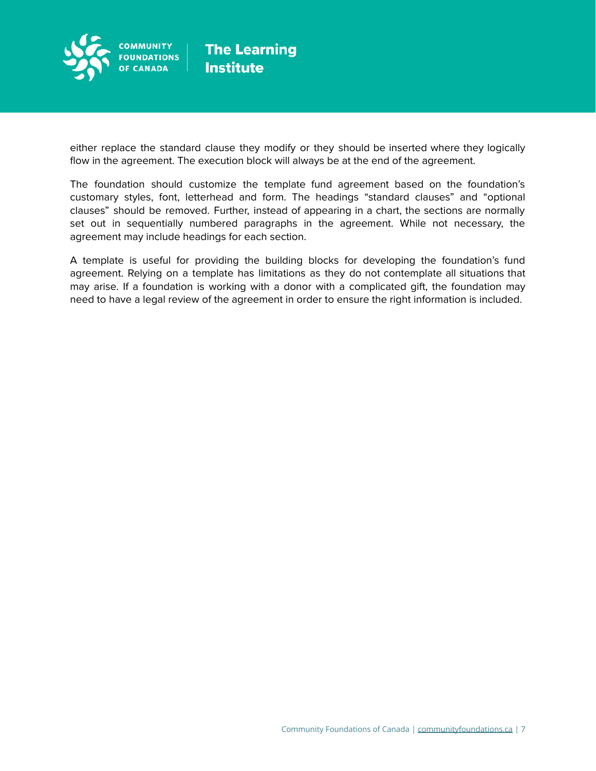either replace the standard clause they modify or they should be inserted where they logically flow in the agreement. The execution block will always be at the end of the agreement.

The foundation should customize the template fund agreement based on the foundation's customary styles, font, letterhead and form. The headings "standard clauses" and "optional clauses" should be removed. Further, instead of appearing in a chart, the sections are normally set out in sequentially numbered paragraphs in the agreement. While not necessary, the agreement may include headings for each section.

A template is useful for providing the building blocks for developing the foundation's fund agreement. Relying on a template has limitations as they do not contemplate all situations that may arise. If a foundation is working with a donor with a complicated gift, the foundation may need to have a legal review of the agreement in order to ensure the right information is included.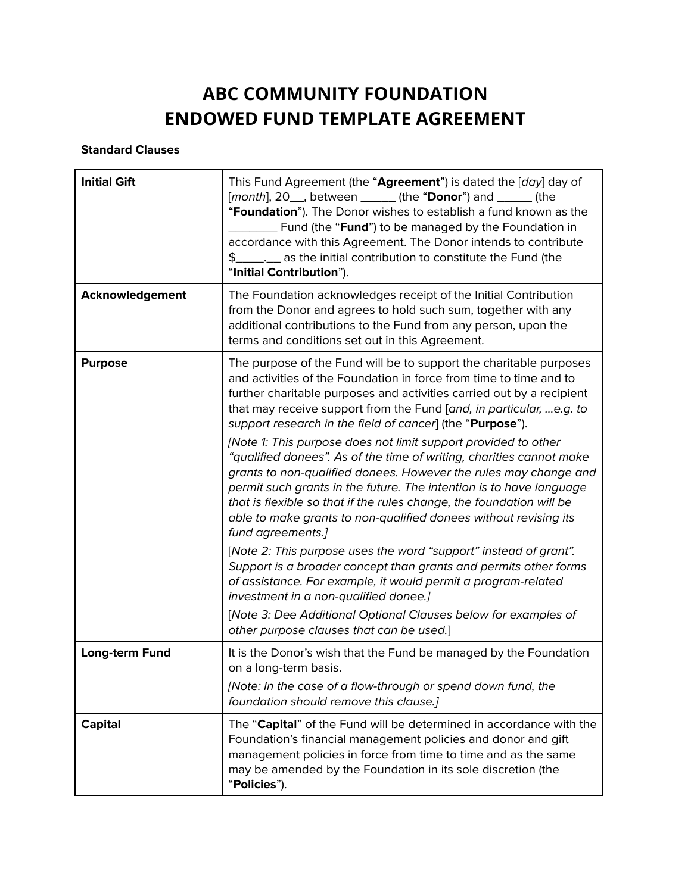# ABC COMMUNITY FOUNDATION
# ENDOWED FUND TEMPLATE AGREEMENT

**Standard Clauses**

| | |
|---|---|
| **Initial Gift** | This Fund Agreement (the "**Agreement**") is dated the [*day*] day of [*month*], 20__, between ______ (the "**Donor**") and ______ (the "**Foundation**"). The Donor wishes to establish a fund known as the ________ Fund (the "**Fund**") to be managed by the Foundation in accordance with this Agreement. The Donor intends to contribute $____.__ as the initial contribution to constitute the Fund (the "**Initial Contribution**"). |
| **Acknowledgement** | The Foundation acknowledges receipt of the Initial Contribution from the Donor and agrees to hold such sum, together with any additional contributions to the Fund from any person, upon the terms and conditions set out in this Agreement. |
| **Purpose** | The purpose of the Fund will be to support the charitable purposes and activities of the Foundation in force from time to time and to further charitable purposes and activities carried out by a recipient that may receive support from the Fund [*and, in particular, ...e.g. to support research in the field of cancer*] (the "**Purpose**").<br><br>*[Note 1: This purpose does not limit support provided to other "qualified donees". As of the time of writing, charities cannot make grants to non-qualified donees. However the rules may change and permit such grants in the future. The intention is to have language that is flexible so that if the rules change, the foundation will be able to make grants to non-qualified donees without revising its fund agreements.]*<br><br>[*Note 2: This purpose uses the word "support" instead of grant". Support is a broader concept than grants and permits other forms of assistance. For example, it would permit a program-related investment in a non-qualified donee.]*<br><br>[*Note 3: Dee Additional Optional Clauses below for examples of other purpose clauses that can be used.*] |
| **Long-term Fund** | It is the Donor's wish that the Fund be managed by the Foundation on a long-term basis.<br><br>*[Note: In the case of a flow-through or spend down fund, the foundation should remove this clause.]* |
| **Capital** | The "**Capital**" of the Fund will be determined in accordance with the Foundation's financial management policies and donor and gift management policies in force from time to time and as the same may be amended by the Foundation in its sole discretion (the "**Policies**"). |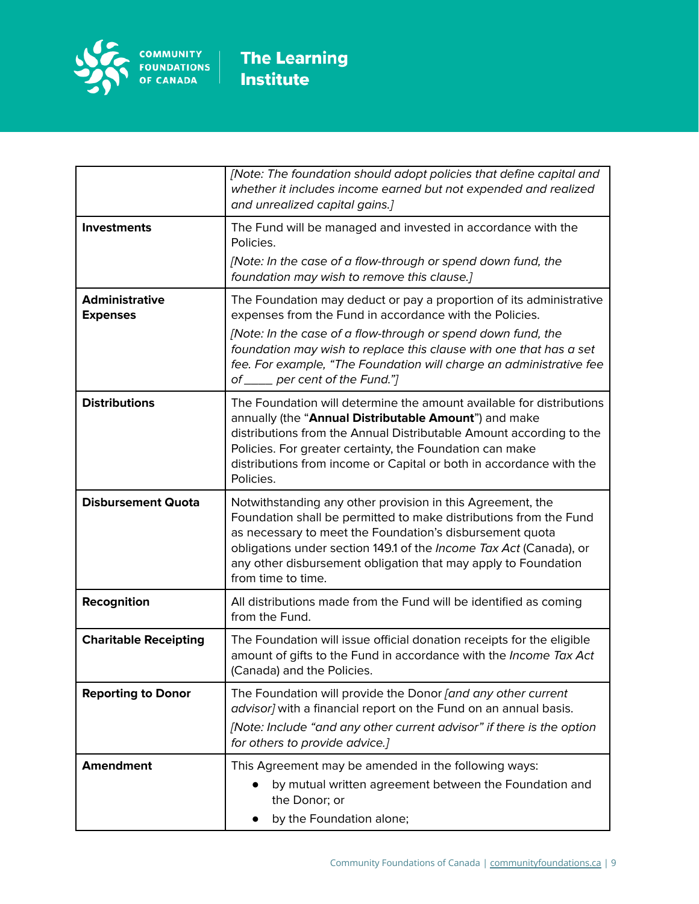| | |
|---|---|
| | *[Note: The foundation should adopt policies that define capital and whether it includes income earned but not expended and realized and unrealized capital gains.]* |
| **Investments** | The Fund will be managed and invested in accordance with the Policies.<br>*[Note: In the case of a flow-through or spend down fund, the foundation may wish to remove this clause.]* |
| **Administrative Expenses** | The Foundation may deduct or pay a proportion of its administrative expenses from the Fund in accordance with the Policies.<br>*[Note: In the case of a flow-through or spend down fund, the foundation may wish to replace this clause with one that has a set fee. For example, "The Foundation will charge an administrative fee of _____ per cent of the Fund."]* |
| **Distributions** | The Foundation will determine the amount available for distributions annually (the "**Annual Distributable Amount**") and make distributions from the Annual Distributable Amount according to the Policies. For greater certainty, the Foundation can make distributions from income or Capital or both in accordance with the Policies. |
| **Disbursement Quota** | Notwithstanding any other provision in this Agreement, the Foundation shall be permitted to make distributions from the Fund as necessary to meet the Foundation's disbursement quota obligations under section 149.1 of the *Income Tax Act* (Canada), or any other disbursement obligation that may apply to Foundation from time to time. |
| **Recognition** | All distributions made from the Fund will be identified as coming from the Fund. |
| **Charitable Receipting** | The Foundation will issue official donation receipts for the eligible amount of gifts to the Fund in accordance with the *Income Tax Act* (Canada) and the Policies. |
| **Reporting to Donor** | The Foundation will provide the Donor *[and any other current advisor]* with a financial report on the Fund on an annual basis.<br>*[Note: Include "and any other current advisor" if there is the option for others to provide advice.]* |
| **Amendment** | This Agreement may be amended in the following ways:<br>● by mutual written agreement between the Foundation and the Donor; or<br>● by the Foundation alone; |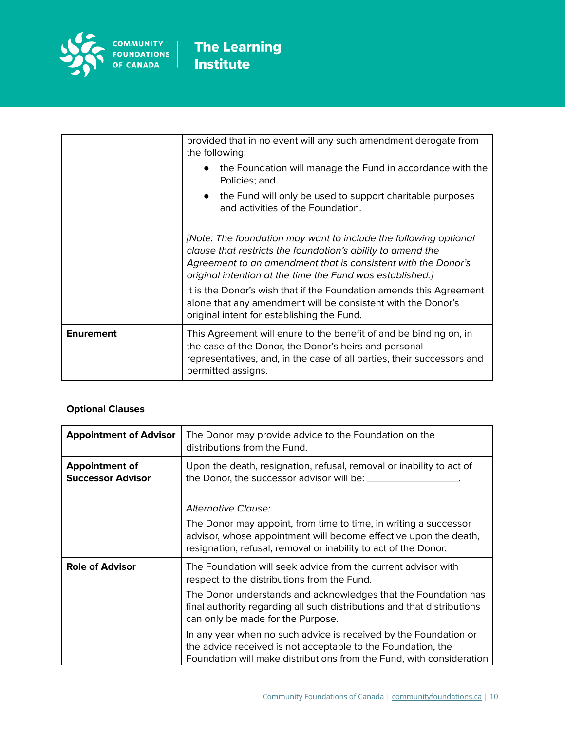| | |
|---|---|
| | provided that in no event will any such amendment derogate from the following:<br>• the Foundation will manage the Fund in accordance with the Policies; and<br>• the Fund will only be used to support charitable purposes and activities of the Foundation.<br><br>*[Note: The foundation may want to include the following optional clause that restricts the foundation's ability to amend the Agreement to an amendment that is consistent with the Donor's original intention at the time the Fund was established.]*<br>It is the Donor's wish that if the Foundation amends this Agreement alone that any amendment will be consistent with the Donor's original intent for establishing the Fund. |
| **Enurement** | This Agreement will enure to the benefit of and be binding on, in the case of the Donor, the Donor's heirs and personal representatives, and, in the case of all parties, their successors and permitted assigns. |

**Optional Clauses**

| | |
|---|---|
| **Appointment of Advisor** | The Donor may provide advice to the Foundation on the distributions from the Fund. |
| **Appointment of Successor Advisor** | Upon the death, resignation, refusal, removal or inability to act of the Donor, the successor advisor will be: __________________.<br><br>*Alternative Clause:*<br>The Donor may appoint, from time to time, in writing a successor advisor, whose appointment will become effective upon the death, resignation, refusal, removal or inability to act of the Donor. |
| **Role of Advisor** | The Foundation will seek advice from the current advisor with respect to the distributions from the Fund.<br>The Donor understands and acknowledges that the Foundation has final authority regarding all such distributions and that distributions can only be made for the Purpose.<br>In any year when no such advice is received by the Foundation or the advice received is not acceptable to the Foundation, the Foundation will make distributions from the Fund, with consideration |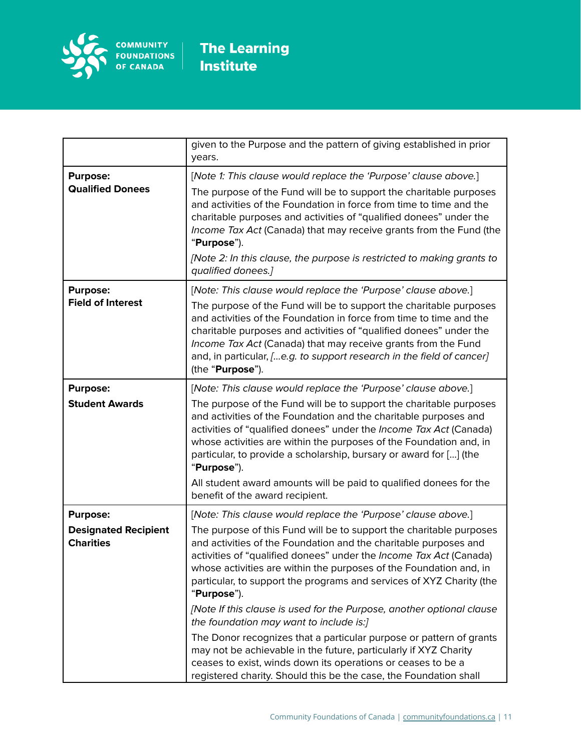| | |
|---|---|
| | given to the Purpose and the pattern of giving established in prior years. |
| **Purpose:** **Qualified Donees** | [*Note 1: This clause would replace the 'Purpose' clause above.*] The purpose of the Fund will be to support the charitable purposes and activities of the Foundation in force from time to time and the charitable purposes and activities of "qualified donees" under the *Income Tax Act* (Canada) that may receive grants from the Fund (the "**Purpose**"). *[Note 2: In this clause, the purpose is restricted to making grants to qualified donees.]* |
| **Purpose:** **Field of Interest** | [*Note: This clause would replace the 'Purpose' clause above.*] The purpose of the Fund will be to support the charitable purposes and activities of the Foundation in force from time to time and the charitable purposes and activities of "qualified donees" under the *Income Tax Act* (Canada) that may receive grants from the Fund and, in particular, *[…e.g. to support research in the field of cancer]* (the "**Purpose**"). |
| **Purpose:** **Student Awards** | [*Note: This clause would replace the 'Purpose' clause above.*] The purpose of the Fund will be to support the charitable purposes and activities of the Foundation and the charitable purposes and activities of "qualified donees" under the *Income Tax Act* (Canada) whose activities are within the purposes of the Foundation and, in particular, to provide a scholarship, bursary or award for […] (the "**Purpose**"). All student award amounts will be paid to qualified donees for the benefit of the award recipient. |
| **Purpose:** **Designated Recipient Charities** | [*Note: This clause would replace the 'Purpose' clause above.*] The purpose of this Fund will be to support the charitable purposes and activities of the Foundation and the charitable purposes and activities of "qualified donees" under the *Income Tax Act* (Canada) whose activities are within the purposes of the Foundation and, in particular, to support the programs and services of XYZ Charity (the "**Purpose**"). *[Note If this clause is used for the Purpose, another optional clause the foundation may want to include is:]* The Donor recognizes that a particular purpose or pattern of grants may not be achievable in the future, particularly if XYZ Charity ceases to exist, winds down its operations or ceases to be a registered charity. Should this be the case, the Foundation shall |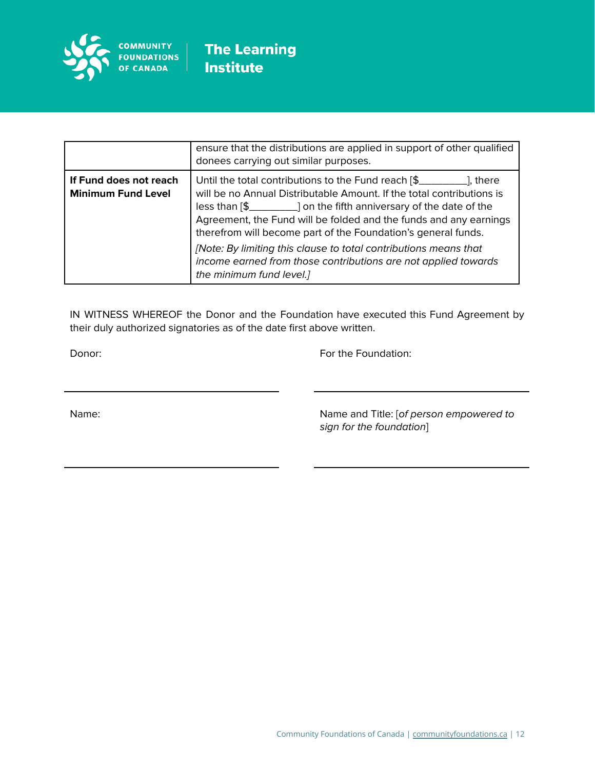| | |
|---|---|
| | ensure that the distributions are applied in support of other qualified donees carrying out similar purposes. |
| **If Fund does not reach Minimum Fund Level** | Until the total contributions to the Fund reach [$_________], there will be no Annual Distributable Amount. If the total contributions is less than [$_________] on the fifth anniversary of the date of the Agreement, the Fund will be folded and the funds and any earnings therefrom will become part of the Foundation's general funds. *[Note: By limiting this clause to total contributions means that income earned from those contributions are not applied towards the minimum fund level.]* |

IN WITNESS WHEREOF the Donor and the Foundation have executed this Fund Agreement by their duly authorized signatories as of the date first above written.

Donor:

_______________________________

Name:

_______________________________

For the Foundation:

_______________________________

Name and Title: [*of person empowered to sign for the foundation*]

_______________________________